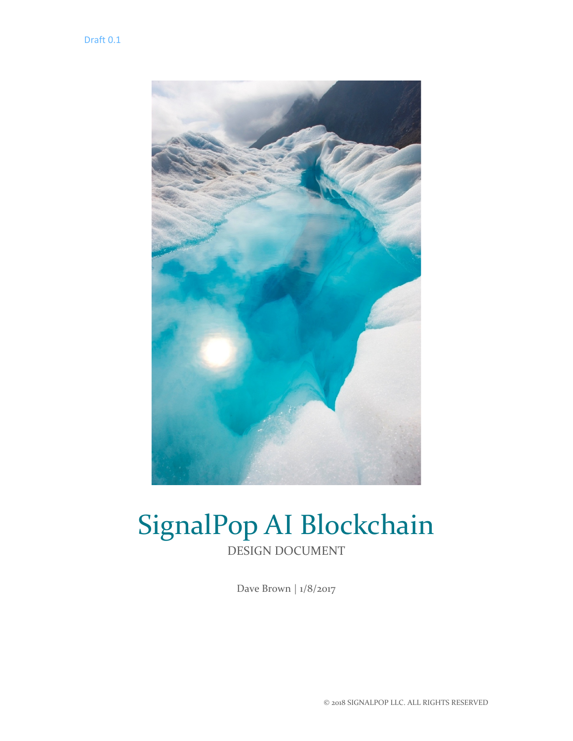Draft 0.1

# SignalPop AI Blockchain

DESIGN DOCUMENT

Dave Brown | 1/8/2017

© 2018 SIGNALPOP LLC. ALL RIGHTS RESERVED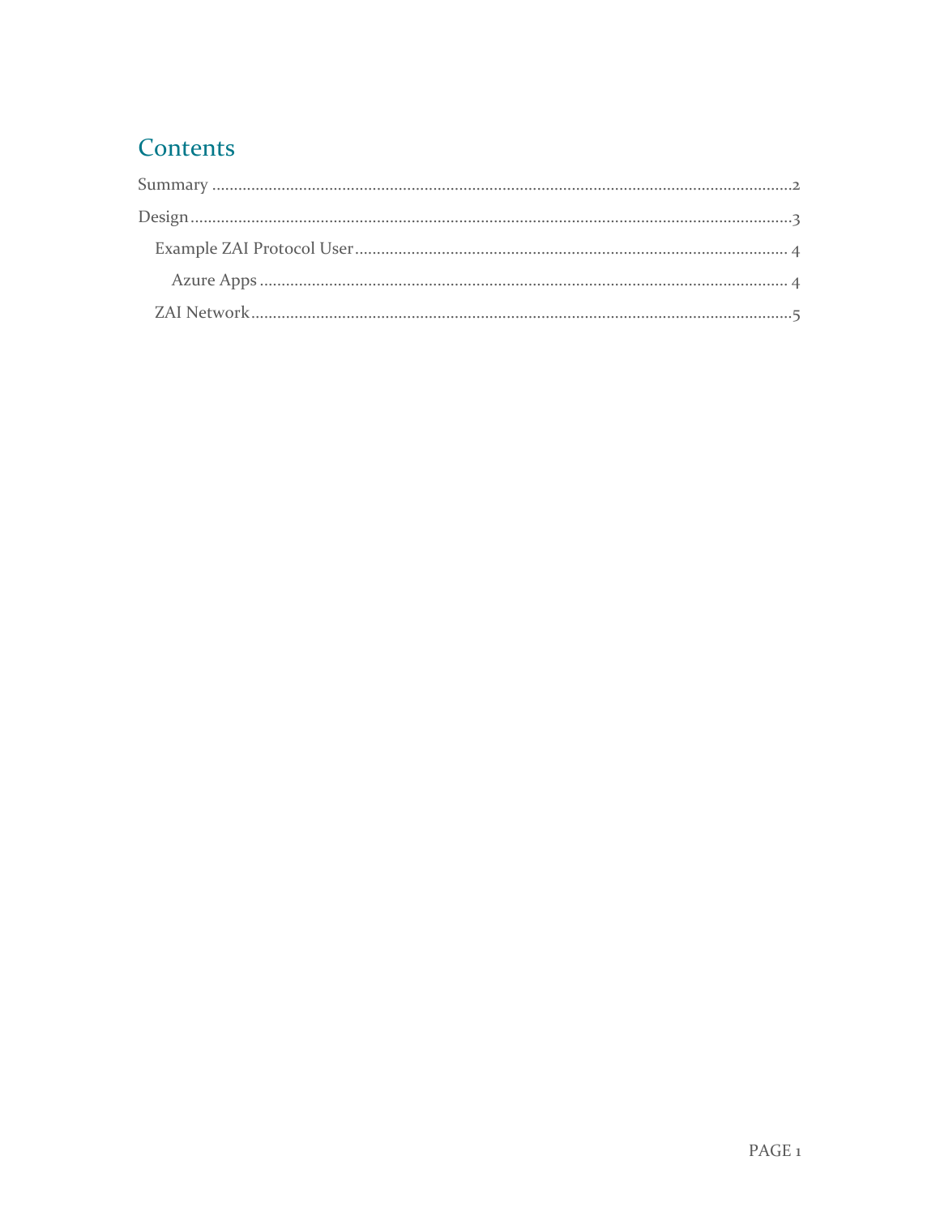# Contents

Summary ........................................................................................................................2

Design ...........................................................................................................................3

- Example ZAI Protocol User ...................................................................................4
  - Azure Apps .........................................................................................................4
- ZAI Network ...........................................................................................................5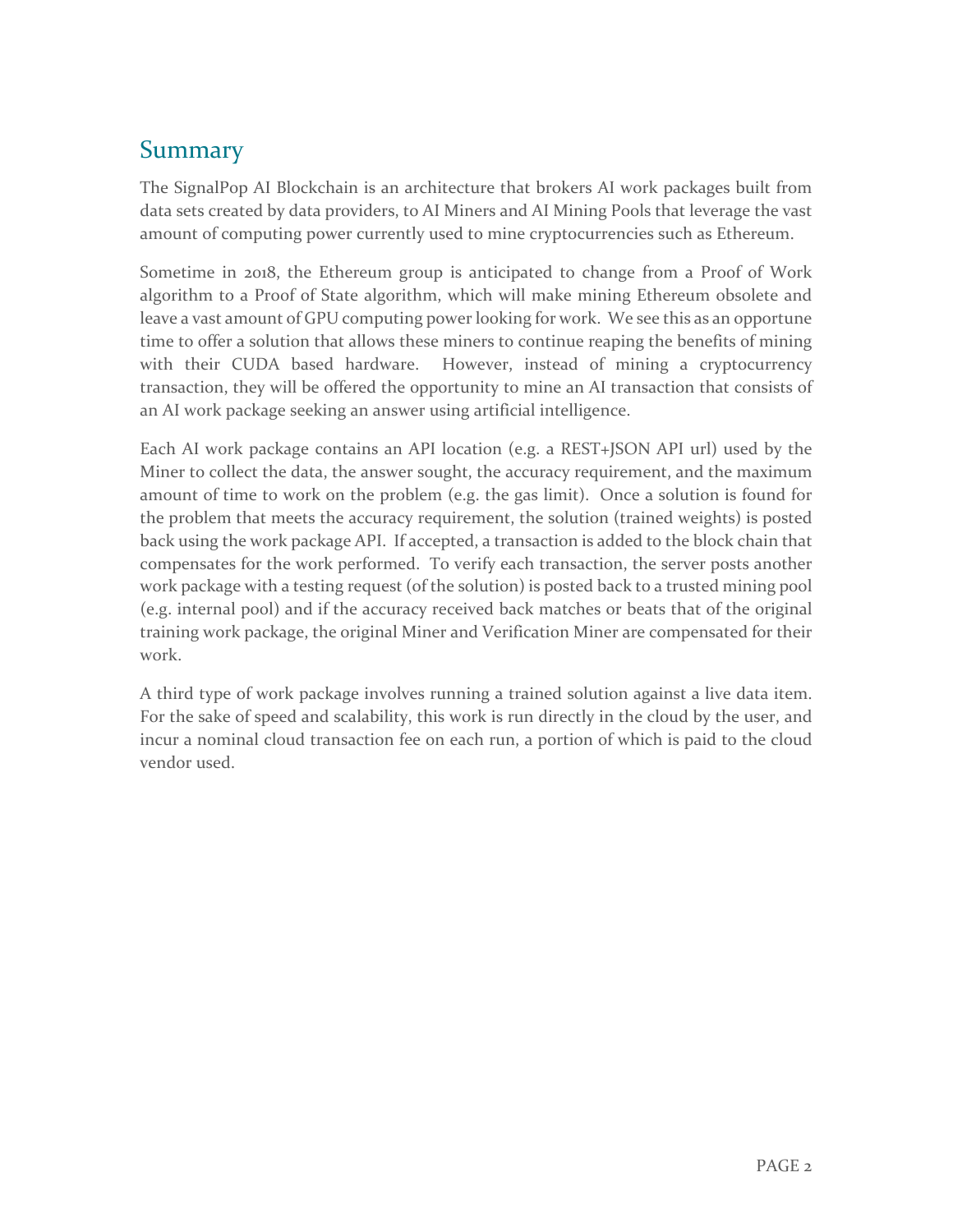## Summary

The SignalPop AI Blockchain is an architecture that brokers AI work packages built from data sets created by data providers, to AI Miners and AI Mining Pools that leverage the vast amount of computing power currently used to mine cryptocurrencies such as Ethereum.

Sometime in 2018, the Ethereum group is anticipated to change from a Proof of Work algorithm to a Proof of State algorithm, which will make mining Ethereum obsolete and leave a vast amount of GPU computing power looking for work. We see this as an opportune time to offer a solution that allows these miners to continue reaping the benefits of mining with their CUDA based hardware. However, instead of mining a cryptocurrency transaction, they will be offered the opportunity to mine an AI transaction that consists of an AI work package seeking an answer using artificial intelligence.

Each AI work package contains an API location (e.g. a REST+JSON API url) used by the Miner to collect the data, the answer sought, the accuracy requirement, and the maximum amount of time to work on the problem (e.g. the gas limit). Once a solution is found for the problem that meets the accuracy requirement, the solution (trained weights) is posted back using the work package API. If accepted, a transaction is added to the block chain that compensates for the work performed. To verify each transaction, the server posts another work package with a testing request (of the solution) is posted back to a trusted mining pool (e.g. internal pool) and if the accuracy received back matches or beats that of the original training work package, the original Miner and Verification Miner are compensated for their work.

A third type of work package involves running a trained solution against a live data item. For the sake of speed and scalability, this work is run directly in the cloud by the user, and incur a nominal cloud transaction fee on each run, a portion of which is paid to the cloud vendor used.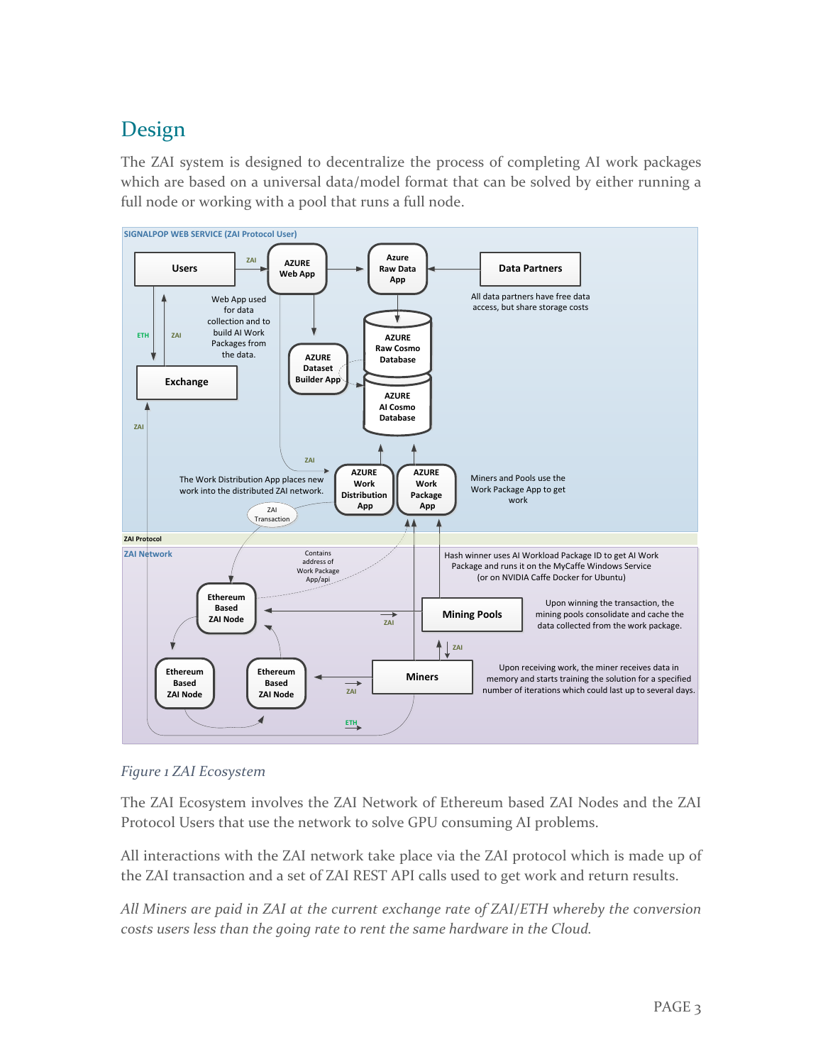# Design

The ZAI system is designed to decentralize the process of completing AI work packages which are based on a universal data/model format that can be solved by either running a full node or working with a pool that runs a full node.

*Figure 1 ZAI Ecosystem*

The ZAI Ecosystem involves the ZAI Network of Ethereum based ZAI Nodes and the ZAI Protocol Users that use the network to solve GPU consuming AI problems.

All interactions with the ZAI network take place via the ZAI protocol which is made up of the ZAI transaction and a set of ZAI REST API calls used to get work and return results.

*All Miners are paid in ZAI at the current exchange rate of ZAI/ETH whereby the conversion costs users less than the going rate to rent the same hardware in the Cloud.*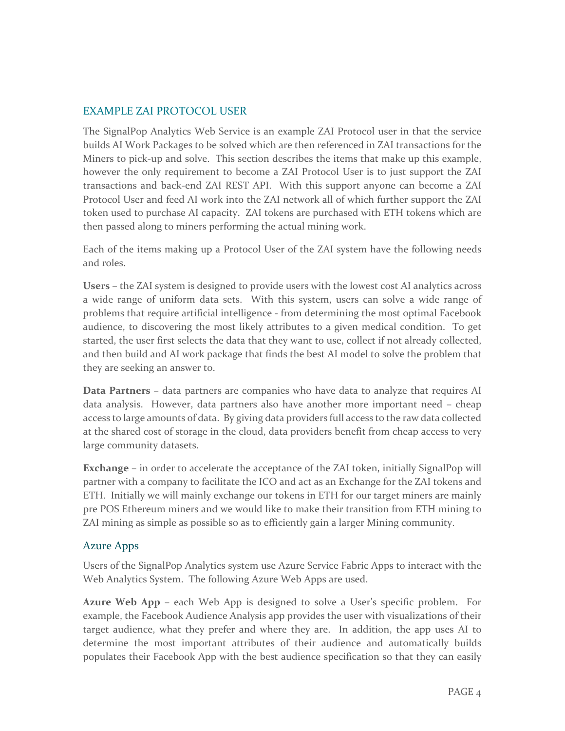## EXAMPLE ZAI PROTOCOL USER

The SignalPop Analytics Web Service is an example ZAI Protocol user in that the service builds AI Work Packages to be solved which are then referenced in ZAI transactions for the Miners to pick-up and solve. This section describes the items that make up this example, however the only requirement to become a ZAI Protocol User is to just support the ZAI transactions and back-end ZAI REST API. With this support anyone can become a ZAI Protocol User and feed AI work into the ZAI network all of which further support the ZAI token used to purchase AI capacity. ZAI tokens are purchased with ETH tokens which are then passed along to miners performing the actual mining work.

Each of the items making up a Protocol User of the ZAI system have the following needs and roles.

**Users** – the ZAI system is designed to provide users with the lowest cost AI analytics across a wide range of uniform data sets. With this system, users can solve a wide range of problems that require artificial intelligence - from determining the most optimal Facebook audience, to discovering the most likely attributes to a given medical condition. To get started, the user first selects the data that they want to use, collect if not already collected, and then build and AI work package that finds the best AI model to solve the problem that they are seeking an answer to.

**Data Partners** – data partners are companies who have data to analyze that requires AI data analysis. However, data partners also have another more important need – cheap access to large amounts of data. By giving data providers full access to the raw data collected at the shared cost of storage in the cloud, data providers benefit from cheap access to very large community datasets.

**Exchange** – in order to accelerate the acceptance of the ZAI token, initially SignalPop will partner with a company to facilitate the ICO and act as an Exchange for the ZAI tokens and ETH. Initially we will mainly exchange our tokens in ETH for our target miners are mainly pre POS Ethereum miners and we would like to make their transition from ETH mining to ZAI mining as simple as possible so as to efficiently gain a larger Mining community.

### Azure Apps

Users of the SignalPop Analytics system use Azure Service Fabric Apps to interact with the Web Analytics System. The following Azure Web Apps are used.

**Azure Web App** – each Web App is designed to solve a User's specific problem. For example, the Facebook Audience Analysis app provides the user with visualizations of their target audience, what they prefer and where they are. In addition, the app uses AI to determine the most important attributes of their audience and automatically builds populates their Facebook App with the best audience specification so that they can easily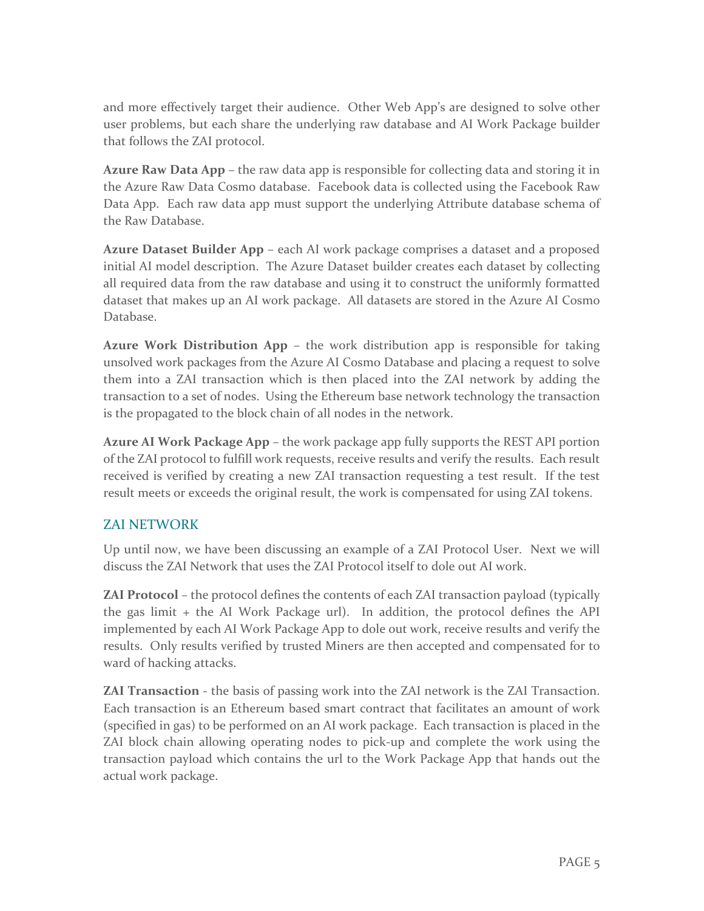and more effectively target their audience. Other Web App's are designed to solve other user problems, but each share the underlying raw database and AI Work Package builder that follows the ZAI protocol.

**Azure Raw Data App** – the raw data app is responsible for collecting data and storing it in the Azure Raw Data Cosmo database. Facebook data is collected using the Facebook Raw Data App. Each raw data app must support the underlying Attribute database schema of the Raw Database.

**Azure Dataset Builder App** – each AI work package comprises a dataset and a proposed initial AI model description. The Azure Dataset builder creates each dataset by collecting all required data from the raw database and using it to construct the uniformly formatted dataset that makes up an AI work package. All datasets are stored in the Azure AI Cosmo Database.

**Azure Work Distribution App** – the work distribution app is responsible for taking unsolved work packages from the Azure AI Cosmo Database and placing a request to solve them into a ZAI transaction which is then placed into the ZAI network by adding the transaction to a set of nodes. Using the Ethereum base network technology the transaction is the propagated to the block chain of all nodes in the network.

**Azure AI Work Package App** – the work package app fully supports the REST API portion of the ZAI protocol to fulfill work requests, receive results and verify the results. Each result received is verified by creating a new ZAI transaction requesting a test result. If the test result meets or exceeds the original result, the work is compensated for using ZAI tokens.

## ZAI NETWORK

Up until now, we have been discussing an example of a ZAI Protocol User. Next we will discuss the ZAI Network that uses the ZAI Protocol itself to dole out AI work.

**ZAI Protocol** – the protocol defines the contents of each ZAI transaction payload (typically the gas limit + the AI Work Package url). In addition, the protocol defines the API implemented by each AI Work Package App to dole out work, receive results and verify the results. Only results verified by trusted Miners are then accepted and compensated for to ward of hacking attacks.

**ZAI Transaction** - the basis of passing work into the ZAI network is the ZAI Transaction. Each transaction is an Ethereum based smart contract that facilitates an amount of work (specified in gas) to be performed on an AI work package. Each transaction is placed in the ZAI block chain allowing operating nodes to pick-up and complete the work using the transaction payload which contains the url to the Work Package App that hands out the actual work package.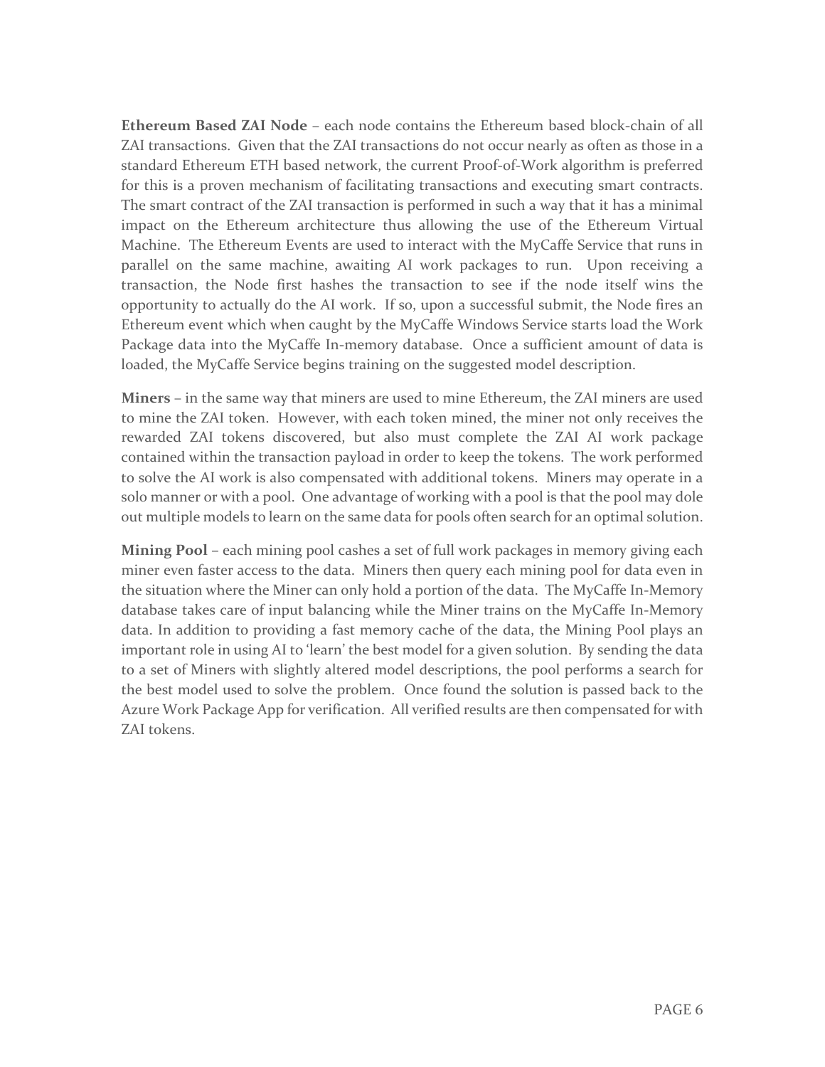**Ethereum Based ZAI Node** – each node contains the Ethereum based block-chain of all ZAI transactions. Given that the ZAI transactions do not occur nearly as often as those in a standard Ethereum ETH based network, the current Proof-of-Work algorithm is preferred for this is a proven mechanism of facilitating transactions and executing smart contracts. The smart contract of the ZAI transaction is performed in such a way that it has a minimal impact on the Ethereum architecture thus allowing the use of the Ethereum Virtual Machine. The Ethereum Events are used to interact with the MyCaffe Service that runs in parallel on the same machine, awaiting AI work packages to run. Upon receiving a transaction, the Node first hashes the transaction to see if the node itself wins the opportunity to actually do the AI work. If so, upon a successful submit, the Node fires an Ethereum event which when caught by the MyCaffe Windows Service starts load the Work Package data into the MyCaffe In-memory database. Once a sufficient amount of data is loaded, the MyCaffe Service begins training on the suggested model description.

**Miners** – in the same way that miners are used to mine Ethereum, the ZAI miners are used to mine the ZAI token. However, with each token mined, the miner not only receives the rewarded ZAI tokens discovered, but also must complete the ZAI AI work package contained within the transaction payload in order to keep the tokens. The work performed to solve the AI work is also compensated with additional tokens. Miners may operate in a solo manner or with a pool. One advantage of working with a pool is that the pool may dole out multiple models to learn on the same data for pools often search for an optimal solution.

**Mining Pool** – each mining pool cashes a set of full work packages in memory giving each miner even faster access to the data. Miners then query each mining pool for data even in the situation where the Miner can only hold a portion of the data. The MyCaffe In-Memory database takes care of input balancing while the Miner trains on the MyCaffe In-Memory data. In addition to providing a fast memory cache of the data, the Mining Pool plays an important role in using AI to 'learn' the best model for a given solution. By sending the data to a set of Miners with slightly altered model descriptions, the pool performs a search for the best model used to solve the problem. Once found the solution is passed back to the Azure Work Package App for verification. All verified results are then compensated for with ZAI tokens.